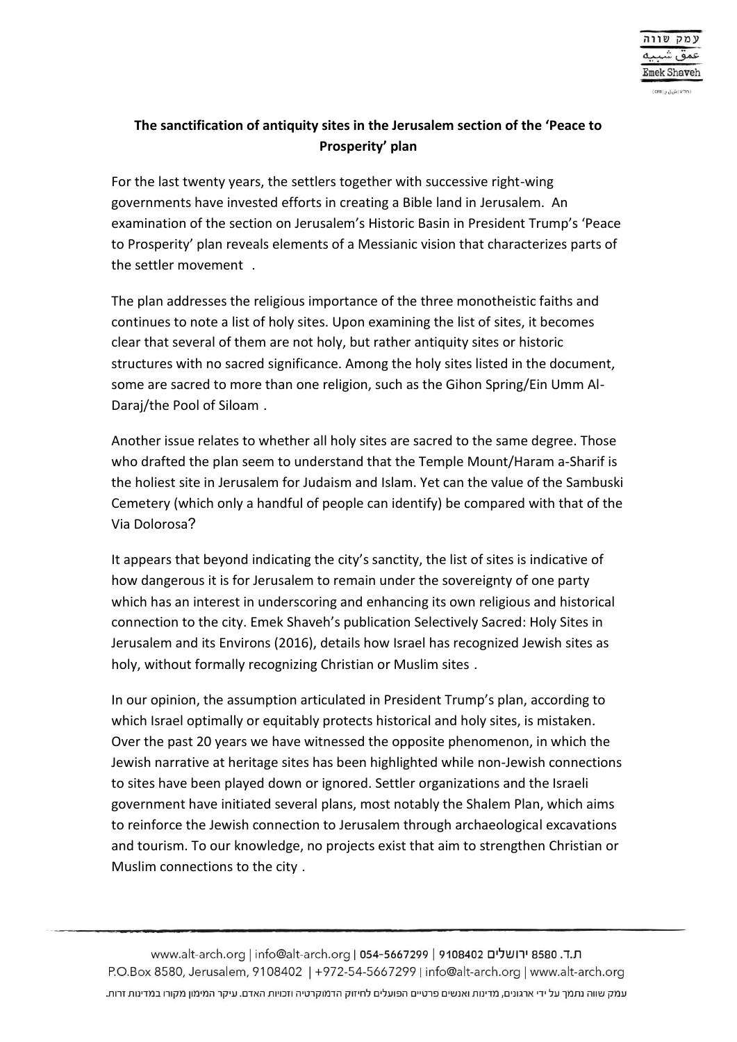**The sanctification of antiquity sites in the Jerusalem section of the 'Peace to Prosperity' plan**

For the last twenty years, the settlers together with successive right-wing governments have invested efforts in creating a Bible land in Jerusalem. An examination of the section on Jerusalem's Historic Basin in President Trump's 'Peace to Prosperity' plan reveals elements of a Messianic vision that characterizes parts of the settler movement.

The plan addresses the religious importance of the three monotheistic faiths and continues to note a list of holy sites. Upon examining the list of sites, it becomes clear that several of them are not holy, but rather antiquity sites or historic structures with no sacred significance. Among the holy sites listed in the document, some are sacred to more than one religion, such as the Gihon Spring/Ein Umm Al-Daraj/the Pool of Siloam.

Another issue relates to whether all holy sites are sacred to the same degree. Those who drafted the plan seem to understand that the Temple Mount/Haram a-Sharif is the holiest site in Jerusalem for Judaism and Islam. Yet can the value of the Sambuski Cemetery (which only a handful of people can identify) be compared with that of the Via Dolorosa?

It appears that beyond indicating the city's sanctity, the list of sites is indicative of how dangerous it is for Jerusalem to remain under the sovereignty of one party which has an interest in underscoring and enhancing its own religious and historical connection to the city. Emek Shaveh's publication Selectively Sacred: Holy Sites in Jerusalem and its Environs (2016), details how Israel has recognized Jewish sites as holy, without formally recognizing Christian or Muslim sites.

In our opinion, the assumption articulated in President Trump's plan, according to which Israel optimally or equitably protects historical and holy sites, is mistaken. Over the past 20 years we have witnessed the opposite phenomenon, in which the Jewish narrative at heritage sites has been highlighted while non-Jewish connections to sites have been played down or ignored. Settler organizations and the Israeli government have initiated several plans, most notably the Shalem Plan, which aims to reinforce the Jewish connection to Jerusalem through archaeological excavations and tourism. To our knowledge, no projects exist that aim to strengthen Christian or Muslim connections to the city.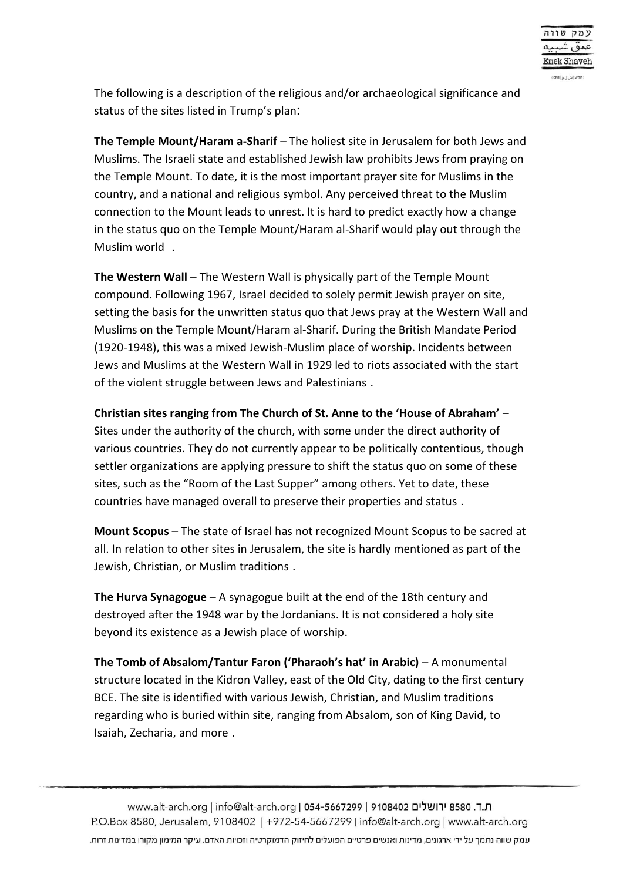The following is a description of the religious and/or archaeological significance and status of the sites listed in Trump's plan:

**The Temple Mount/Haram a-Sharif** – The holiest site in Jerusalem for both Jews and Muslims. The Israeli state and established Jewish law prohibits Jews from praying on the Temple Mount. To date, it is the most important prayer site for Muslims in the country, and a national and religious symbol. Any perceived threat to the Muslim connection to the Mount leads to unrest. It is hard to predict exactly how a change in the status quo on the Temple Mount/Haram al-Sharif would play out through the Muslim world .

**The Western Wall** – The Western Wall is physically part of the Temple Mount compound. Following 1967, Israel decided to solely permit Jewish prayer on site, setting the basis for the unwritten status quo that Jews pray at the Western Wall and Muslims on the Temple Mount/Haram al-Sharif. During the British Mandate Period (1920-1948), this was a mixed Jewish-Muslim place of worship. Incidents between Jews and Muslims at the Western Wall in 1929 led to riots associated with the start of the violent struggle between Jews and Palestinians .

**Christian sites ranging from The Church of St. Anne to the 'House of Abraham'** – Sites under the authority of the church, with some under the direct authority of various countries. They do not currently appear to be politically contentious, though settler organizations are applying pressure to shift the status quo on some of these sites, such as the "Room of the Last Supper" among others. Yet to date, these countries have managed overall to preserve their properties and status .

**Mount Scopus** – The state of Israel has not recognized Mount Scopus to be sacred at all. In relation to other sites in Jerusalem, the site is hardly mentioned as part of the Jewish, Christian, or Muslim traditions .

**The Hurva Synagogue** – A synagogue built at the end of the 18th century and destroyed after the 1948 war by the Jordanians. It is not considered a holy site beyond its existence as a Jewish place of worship.

**The Tomb of Absalom/Tantur Faron ('Pharaoh's hat' in Arabic)** – A monumental structure located in the Kidron Valley, east of the Old City, dating to the first century BCE. The site is identified with various Jewish, Christian, and Muslim traditions regarding who is buried within site, ranging from Absalom, son of King David, to Isaiah, Zecharia, and more .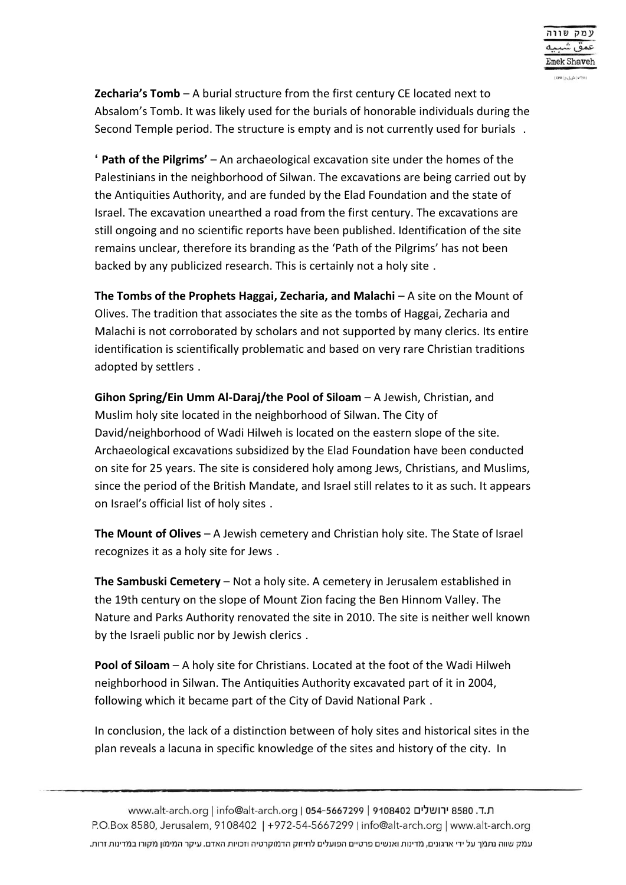**Zecharia's Tomb** – A burial structure from the first century CE located next to Absalom's Tomb. It was likely used for the burials of honorable individuals during the Second Temple period. The structure is empty and is not currently used for burials .

**' Path of the Pilgrims'** – An archaeological excavation site under the homes of the Palestinians in the neighborhood of Silwan. The excavations are being carried out by the Antiquities Authority, and are funded by the Elad Foundation and the state of Israel. The excavation unearthed a road from the first century. The excavations are still ongoing and no scientific reports have been published. Identification of the site remains unclear, therefore its branding as the 'Path of the Pilgrims' has not been backed by any publicized research. This is certainly not a holy site .

**The Tombs of the Prophets Haggai, Zecharia, and Malachi** – A site on the Mount of Olives. The tradition that associates the site as the tombs of Haggai, Zecharia and Malachi is not corroborated by scholars and not supported by many clerics. Its entire identification is scientifically problematic and based on very rare Christian traditions adopted by settlers .

**Gihon Spring/Ein Umm Al-Daraj/the Pool of Siloam** – A Jewish, Christian, and Muslim holy site located in the neighborhood of Silwan. The City of David/neighborhood of Wadi Hilweh is located on the eastern slope of the site. Archaeological excavations subsidized by the Elad Foundation have been conducted on site for 25 years. The site is considered holy among Jews, Christians, and Muslims, since the period of the British Mandate, and Israel still relates to it as such. It appears on Israel's official list of holy sites .

**The Mount of Olives** – A Jewish cemetery and Christian holy site. The State of Israel recognizes it as a holy site for Jews .

**The Sambuski Cemetery** – Not a holy site. A cemetery in Jerusalem established in the 19th century on the slope of Mount Zion facing the Ben Hinnom Valley. The Nature and Parks Authority renovated the site in 2010. The site is neither well known by the Israeli public nor by Jewish clerics .

**Pool of Siloam** – A holy site for Christians. Located at the foot of the Wadi Hilweh neighborhood in Silwan. The Antiquities Authority excavated part of it in 2004, following which it became part of the City of David National Park .

In conclusion, the lack of a distinction between of holy sites and historical sites in the plan reveals a lacuna in specific knowledge of the sites and history of the city. In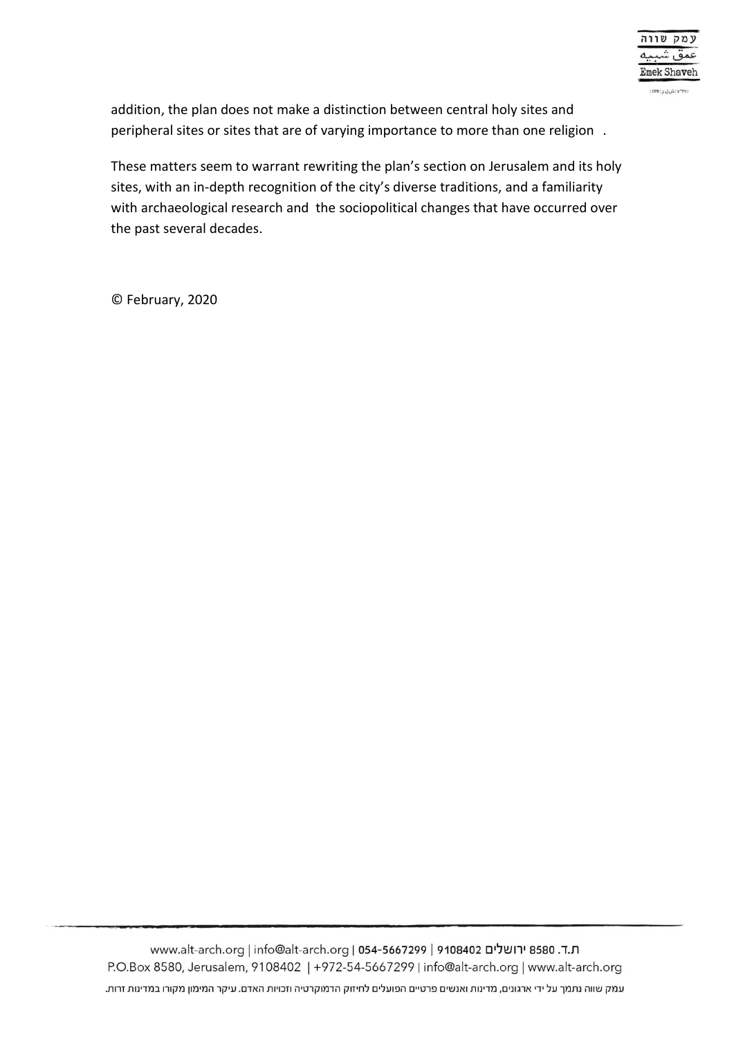addition, the plan does not make a distinction between central holy sites and peripheral sites or sites that are of varying importance to more than one religion.

These matters seem to warrant rewriting the plan's section on Jerusalem and its holy sites, with an in-depth recognition of the city's diverse traditions, and a familiarity with archaeological research and the sociopolitical changes that have occurred over the past several decades.

© February, 2020